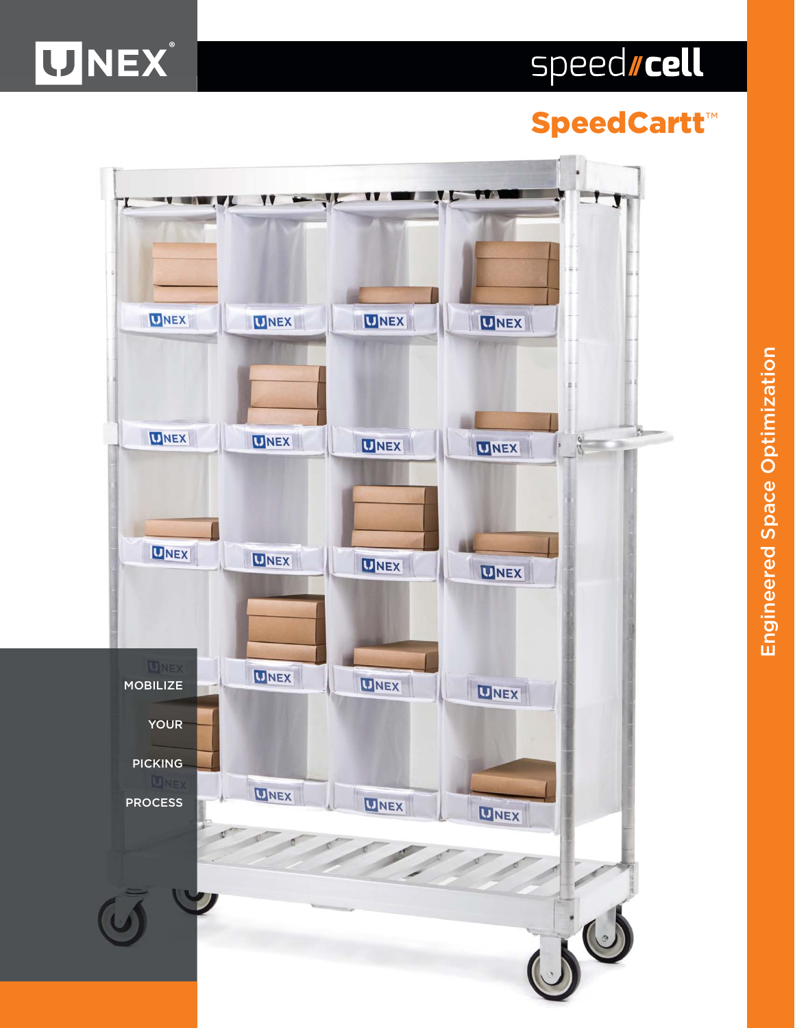UNEX®

speed//cell

# SpeedCartt™

MOBILIZE

YOUR

PICKING

PROCESS

Engineered Space Optimization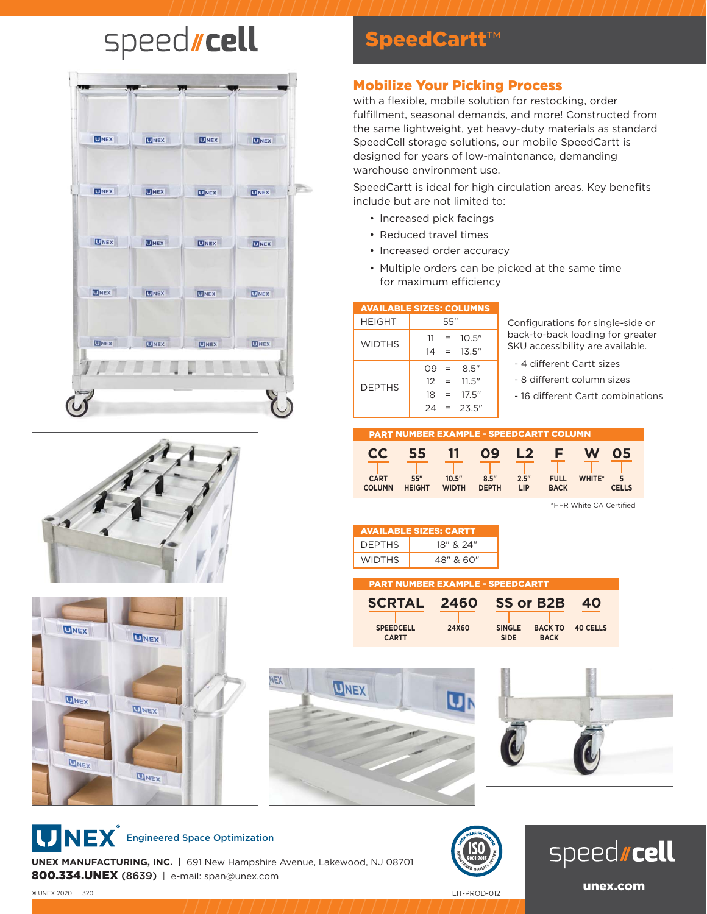speed//cell

# SpeedCartt™

## Mobilize Your Picking Process

with a flexible, mobile solution for restocking, order fulfillment, seasonal demands, and more! Constructed from the same lightweight, yet heavy-duty materials as standard SpeedCell storage solutions, our mobile SpeedCartt is designed for years of low-maintenance, demanding warehouse environment use.

SpeedCartt is ideal for high circulation areas. Key benefits include but are not limited to:

- Increased pick facings
- Reduced travel times
- Increased order accuracy
- Multiple orders can be picked at the same time for maximum efficiency

| AVAILABLE SIZES: COLUMNS | |
|---|---|
| HEIGHT | 55" |
| WIDTHS | 11 = 10.5"<br>14 = 13.5" |
| DEPTHS | 09 = 8.5"<br>12 = 11.5"<br>18 = 17.5"<br>24 = 23.5" |

Configurations for single-side or back-to-back loading for greater SKU accessibility are available.

- 4 different Cartt sizes
- 8 different column sizes
- 16 different Cartt combinations

**PART NUMBER EXAMPLE - SPEEDCARTT COLUMN**

| CC | 55 | 11 | 09 | L2 | F | W | 05 |
|---|---|---|---|---|---|---|---|
| CART COLUMN | 55" HEIGHT | 10.5" WIDTH | 8.5" DEPTH | 2.5" LIP | FULL BACK | WHITE* | 5 CELLS |

*HFR White CA Certified

| AVAILABLE SIZES: CARTT | |
|---|---|
| DEPTHS | 18" & 24" |
| WIDTHS | 48" & 60" |

**PART NUMBER EXAMPLE - SPEEDCARTT**

| SCRTAL | 2460 | SS or B2B | | 40 |
|---|---|---|---|---|
| SPEEDCELL CARTT | 24X60 | SINGLE SIDE | BACK TO BACK | 40 CELLS |

UNEX® Engineered Space Optimization

**UNEX MANUFACTURING, INC.** | 691 New Hampshire Avenue, Lakewood, NJ 08701
**800.334.UNEX (8639)** | e-mail: span@unex.com

© UNEX 2020 320

LIT-PROD-012

speed//cell

**unex.com**